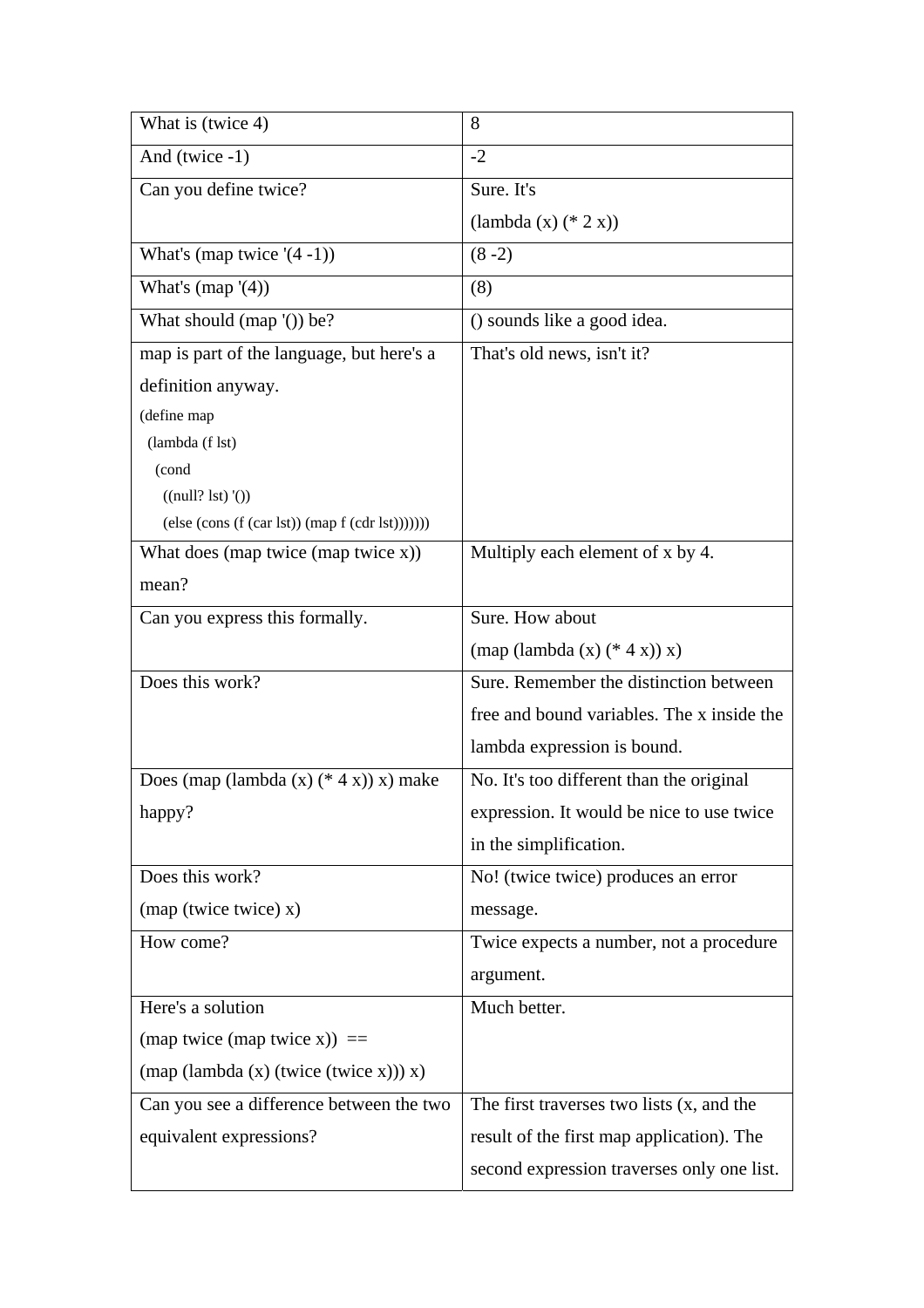| | |
|---|---|
| What is (twice 4) | 8 |
| And (twice -1) | -2 |
| Can you define twice? | Sure. It's<br>(lambda (x) (* 2 x)) |
| What's (map twice '(4 -1)) | (8 -2) |
| What's (map '(4)) | (8) |
| What should (map '()) be? | () sounds like a good idea. |
| map is part of the language, but here's a definition anyway.<br>(define map<br>&nbsp;&nbsp;(lambda (f lst)<br>&nbsp;&nbsp;&nbsp;&nbsp;(cond<br>&nbsp;&nbsp;&nbsp;&nbsp;&nbsp;&nbsp;((null? lst) '())<br>&nbsp;&nbsp;&nbsp;&nbsp;&nbsp;&nbsp;(else (cons (f (car lst)) (map f (cdr lst))))))) | That's old news, isn't it? |
| What does (map twice (map twice x)) mean? | Multiply each element of x by 4. |
| Can you express this formally. | Sure. How about<br>(map (lambda (x) (* 4 x)) x) |
| Does this work? | Sure. Remember the distinction between free and bound variables. The x inside the lambda expression is bound. |
| Does (map (lambda (x) (* 4 x)) x) make happy? | No. It's too different than the original expression. It would be nice to use twice in the simplification. |
| Does this work?<br>(map (twice twice) x) | No! (twice twice) produces an error message. |
| How come? | Twice expects a number, not a procedure argument. |
| Here's a solution<br>(map twice (map twice x)) ==<br>(map (lambda (x) (twice (twice x))) x) | Much better. |
| Can you see a difference between the two equivalent expressions? | The first traverses two lists (x, and the result of the first map application). The second expression traverses only one list. |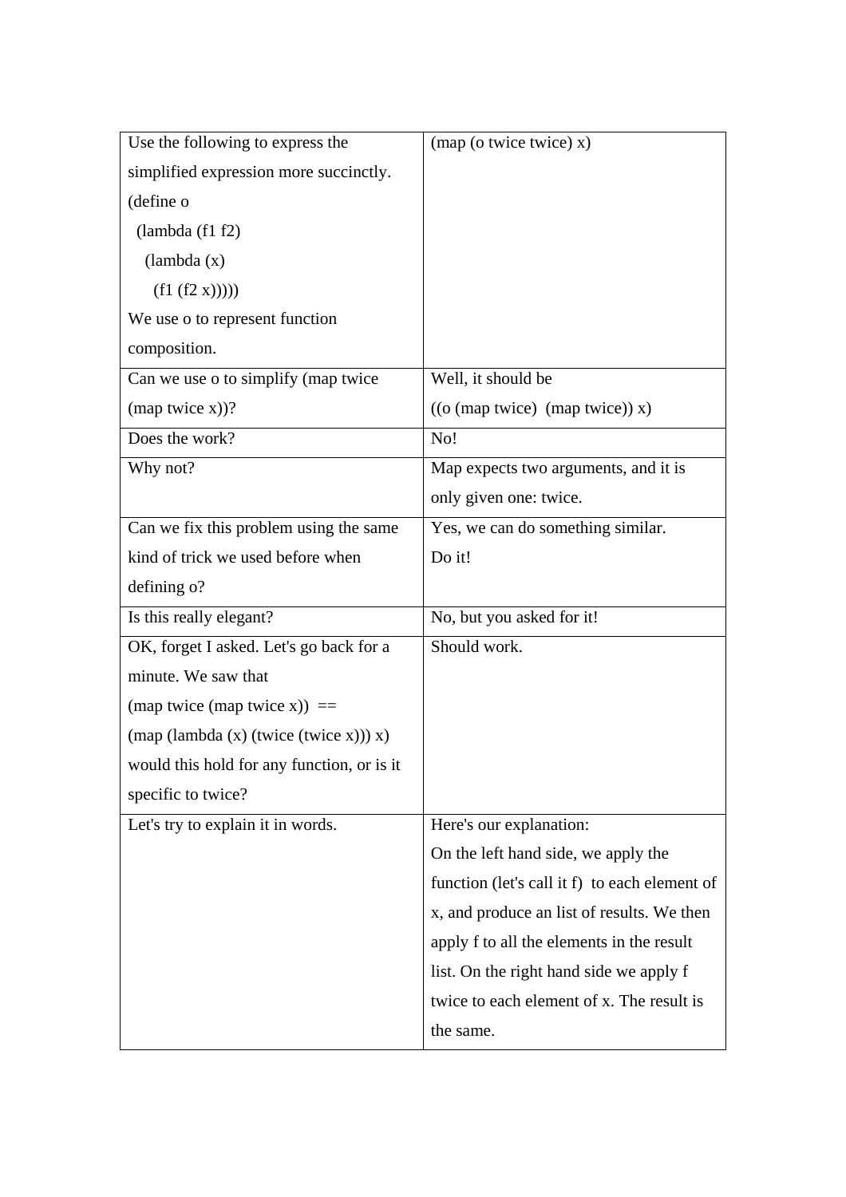| | |
|---|---|
| Use the following to express the simplified expression more succinctly.<br>(define o<br>  (lambda (f1 f2)<br>    (lambda (x)<br>      (f1 (f2 x)))))<br>We use o to represent function composition. | (map (o twice twice) x) |
| Can we use o to simplify (map twice (map twice x))? | Well, it should be<br>((o (map twice)  (map twice)) x) |
| Does the work? | No! |
| Why not? | Map expects two arguments, and it is only given one: twice. |
| Can we fix this problem using the same kind of trick we used before when defining o? | Yes, we can do something similar.<br>Do it! |
| Is this really elegant? | No, but you asked for it! |
| OK, forget I asked. Let's go back for a minute. We saw that<br>(map twice (map twice x))  ==<br>(map (lambda (x) (twice (twice x))) x)<br>would this hold for any function, or is it specific to twice? | Should work. |
| Let's try to explain it in words. | Here's our explanation:<br>On the left hand side, we apply the function (let's call it f)  to each element of x, and produce an list of results. We then apply f to all the elements in the result list. On the right hand side we apply f twice to each element of x. The result is the same. |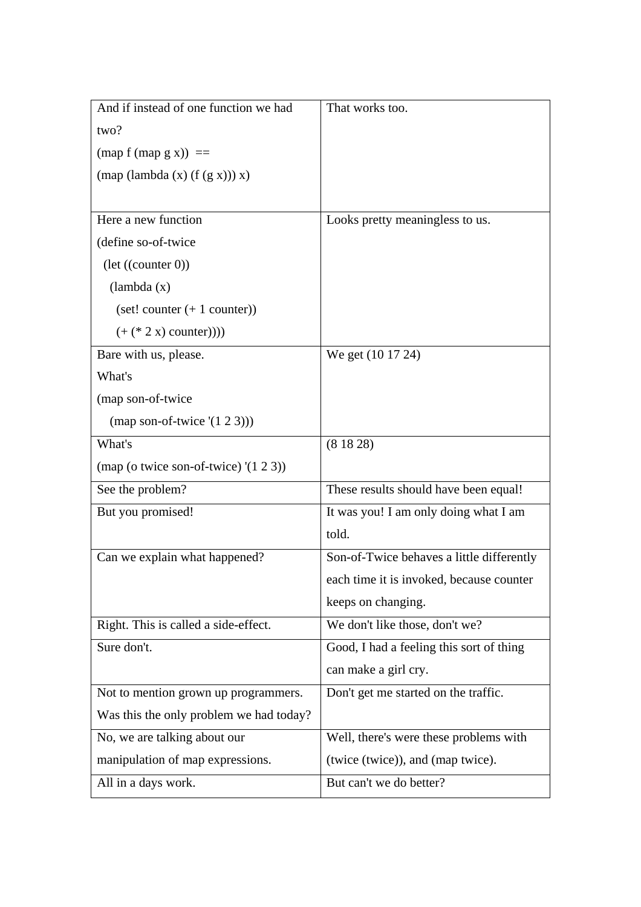| | |
|---|---|
| And if instead of one function we had two?<br>(map f (map g x)) ==<br>(map (lambda (x) (f (g x))) x) | That works too. |
| Here a new function<br>(define so-of-twice<br>&nbsp;&nbsp;(let ((counter 0))<br>&nbsp;&nbsp;&nbsp;&nbsp;(lambda (x)<br>&nbsp;&nbsp;&nbsp;&nbsp;&nbsp;&nbsp;(set! counter (+ 1 counter))<br>&nbsp;&nbsp;&nbsp;&nbsp;&nbsp;&nbsp;(+ (* 2 x) counter)))) | Looks pretty meaningless to us. |
| Bare with us, please.<br>What's<br>(map son-of-twice<br>&nbsp;&nbsp;&nbsp;&nbsp;(map son-of-twice '(1 2 3))) | We get (10 17 24) |
| What's<br>(map (o twice son-of-twice) '(1 2 3)) | (8 18 28) |
| See the problem? | These results should have been equal! |
| But you promised! | It was you! I am only doing what I am told. |
| Can we explain what happened? | Son-of-Twice behaves a little differently each time it is invoked, because counter keeps on changing. |
| Right. This is called a side-effect. | We don't like those, don't we? |
| Sure don't. | Good, I had a feeling this sort of thing can make a girl cry. |
| Not to mention grown up programmers. Was this the only problem we had today? | Don't get me started on the traffic. |
| No, we are talking about our manipulation of map expressions. | Well, there's were these problems with (twice (twice)), and (map twice). |
| All in a days work. | But can't we do better? |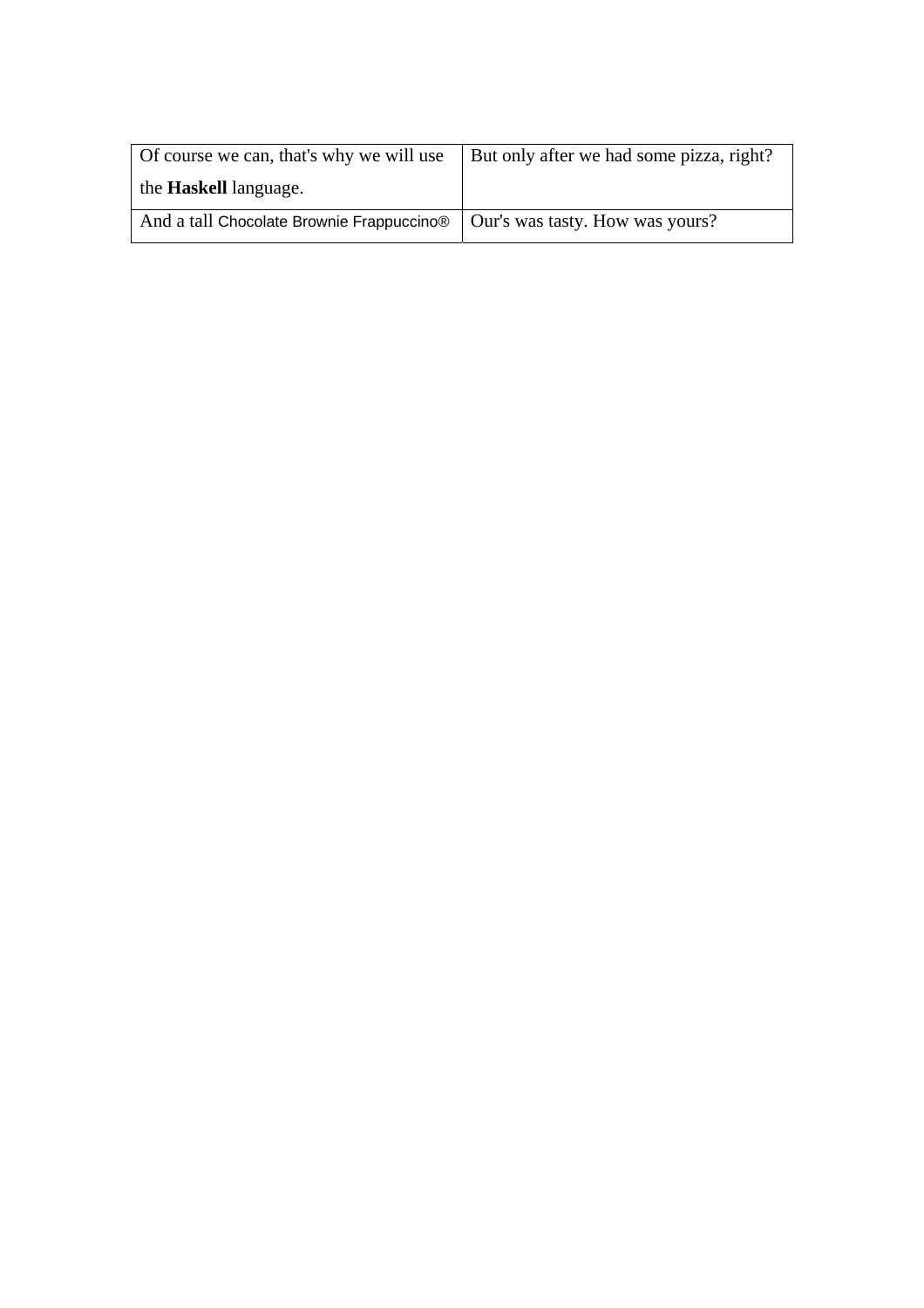| | |
|---|---|
| Of course we can, that's why we will use the **Haskell** language. | But only after we had some pizza, right? |
| And a tall Chocolate Brownie Frappuccino® | Our's was tasty. How was yours? |